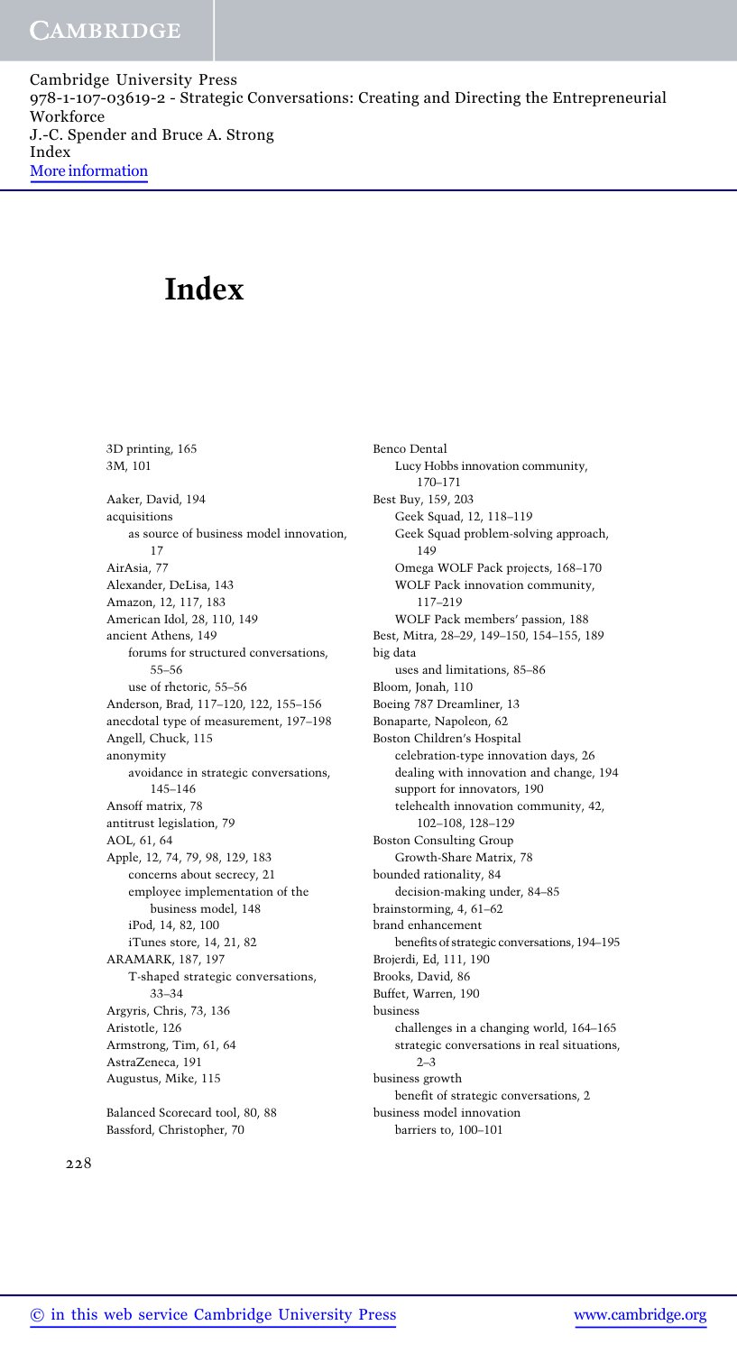# Index

3D printing, 165
3M, 101

Aaker, David, 194
acquisitions
  as source of business model innovation, 17
AirAsia, 77
Alexander, DeLisa, 143
Amazon, 12, 117, 183
American Idol, 28, 110, 149
ancient Athens, 149
  forums for structured conversations, 55–56
  use of rhetoric, 55–56
Anderson, Brad, 117–120, 122, 155–156
anecdotal type of measurement, 197–198
Angell, Chuck, 115
anonymity
  avoidance in strategic conversations, 145–146
Ansoff matrix, 78
antitrust legislation, 79
AOL, 61, 64
Apple, 12, 74, 79, 98, 129, 183
  concerns about secrecy, 21
  employee implementation of the business model, 148
  iPod, 14, 82, 100
  iTunes store, 14, 21, 82
ARAMARK, 187, 197
  T-shaped strategic conversations, 33–34
Argyris, Chris, 73, 136
Aristotle, 126
Armstrong, Tim, 61, 64
AstraZeneca, 191
Augustus, Mike, 115

Balanced Scorecard tool, 80, 88
Bassford, Christopher, 70
Benco Dental
  Lucy Hobbs innovation community, 170–171
Best Buy, 159, 203
  Geek Squad, 12, 118–119
  Geek Squad problem-solving approach, 149
  Omega WOLF Pack projects, 168–170
  WOLF Pack innovation community, 117–219
  WOLF Pack members' passion, 188
Best, Mitra, 28–29, 149–150, 154–155, 189
big data
  uses and limitations, 85–86
Bloom, Jonah, 110
Boeing 787 Dreamliner, 13
Bonaparte, Napoleon, 62
Boston Children's Hospital
  celebration-type innovation days, 26
  dealing with innovation and change, 194
  support for innovators, 190
  telehealth innovation community, 42, 102–108, 128–129
Boston Consulting Group
  Growth-Share Matrix, 78
bounded rationality, 84
  decision-making under, 84–85
brainstorming, 4, 61–62
brand enhancement
  benefits of strategic conversations, 194–195
Brojerdi, Ed, 111, 190
Brooks, David, 86
Buffet, Warren, 190
business
  challenges in a changing world, 164–165
  strategic conversations in real situations, 2–3
business growth
  benefit of strategic conversations, 2
business model innovation
  barriers to, 100–101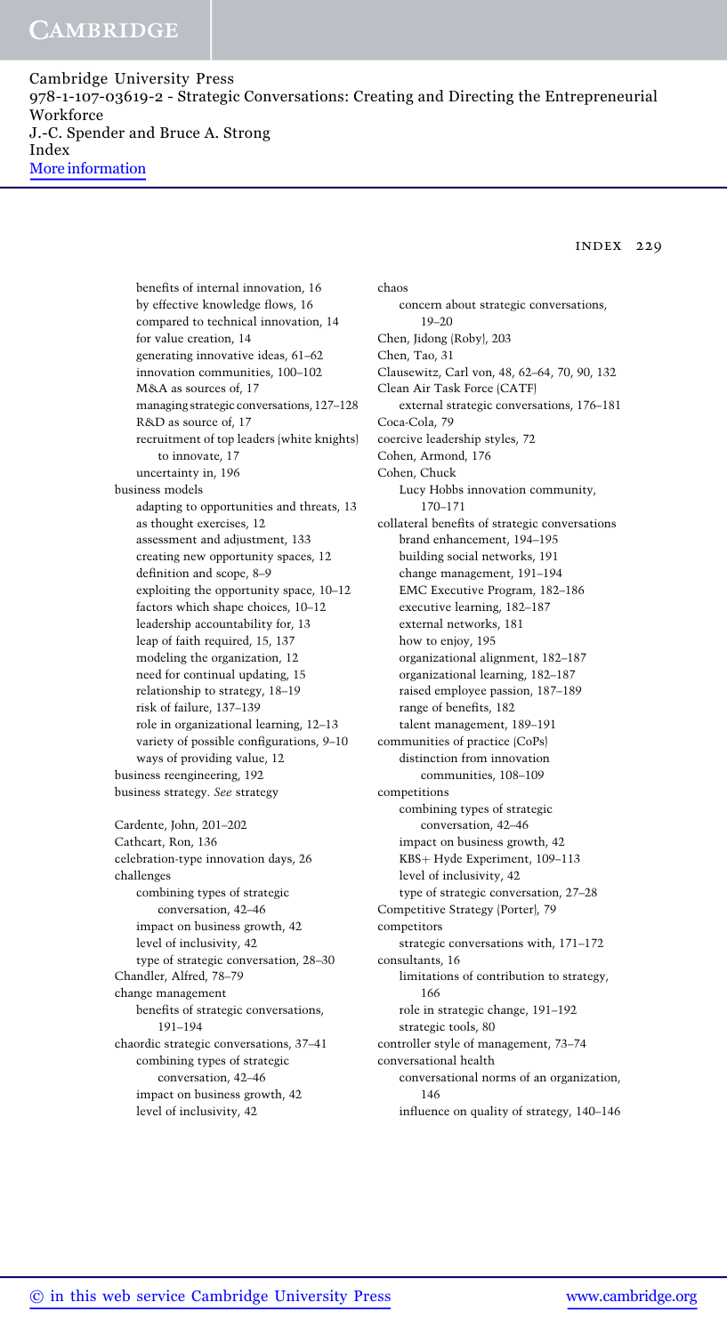benefits of internal innovation, 16
by effective knowledge flows, 16
compared to technical innovation, 14
for value creation, 14
generating innovative ideas, 61–62
innovation communities, 100–102
M&A as sources of, 17
managing strategic conversations, 127–128
R&D as source of, 17
recruitment of top leaders (white knights) to innovate, 17
uncertainty in, 196

business models
- adapting to opportunities and threats, 13
- as thought exercises, 12
- assessment and adjustment, 133
- creating new opportunity spaces, 12
- definition and scope, 8–9
- exploiting the opportunity space, 10–12
- factors which shape choices, 10–12
- leadership accountability for, 13
- leap of faith required, 15, 137
- modeling the organization, 12
- need for continual updating, 15
- relationship to strategy, 18–19
- risk of failure, 137–139
- role in organizational learning, 12–13
- variety of possible configurations, 9–10
- ways of providing value, 12

business reengineering, 192

business strategy. *See* strategy

Cardente, John, 201–202

Cathcart, Ron, 136

celebration-type innovation days, 26

challenges
- combining types of strategic conversation, 42–46
- impact on business growth, 42
- level of inclusivity, 42
- type of strategic conversation, 28–30

Chandler, Alfred, 78–79

change management
- benefits of strategic conversations, 191–194

chaordic strategic conversations, 37–41
- combining types of strategic conversation, 42–46
- impact on business growth, 42
- level of inclusivity, 42

chaos
- concern about strategic conversations, 19–20

Chen, Jidong (Roby), 203

Chen, Tao, 31

Clausewitz, Carl von, 48, 62–64, 70, 90, 132

Clean Air Task Force (CATF)
- external strategic conversations, 176–181

Coca-Cola, 79

coercive leadership styles, 72

Cohen, Armond, 176

Cohen, Chuck
- Lucy Hobbs innovation community, 170–171

collateral benefits of strategic conversations
- brand enhancement, 194–195
- building social networks, 191
- change management, 191–194
- EMC Executive Program, 182–186
- executive learning, 182–187
- external networks, 181
- how to enjoy, 195
- organizational alignment, 182–187
- organizational learning, 182–187
- raised employee passion, 187–189
- range of benefits, 182
- talent management, 189–191

communities of practice (CoPs)
- distinction from innovation communities, 108–109

competitions
- combining types of strategic conversation, 42–46
- impact on business growth, 42
- KBS+ Hyde Experiment, 109–113
- level of inclusivity, 42
- type of strategic conversation, 27–28

Competitive Strategy (Porter), 79

competitors
- strategic conversations with, 171–172

consultants, 16
- limitations of contribution to strategy, 166
- role in strategic change, 191–192
- strategic tools, 80

controller style of management, 73–74

conversational health
- conversational norms of an organization, 146
- influence on quality of strategy, 140–146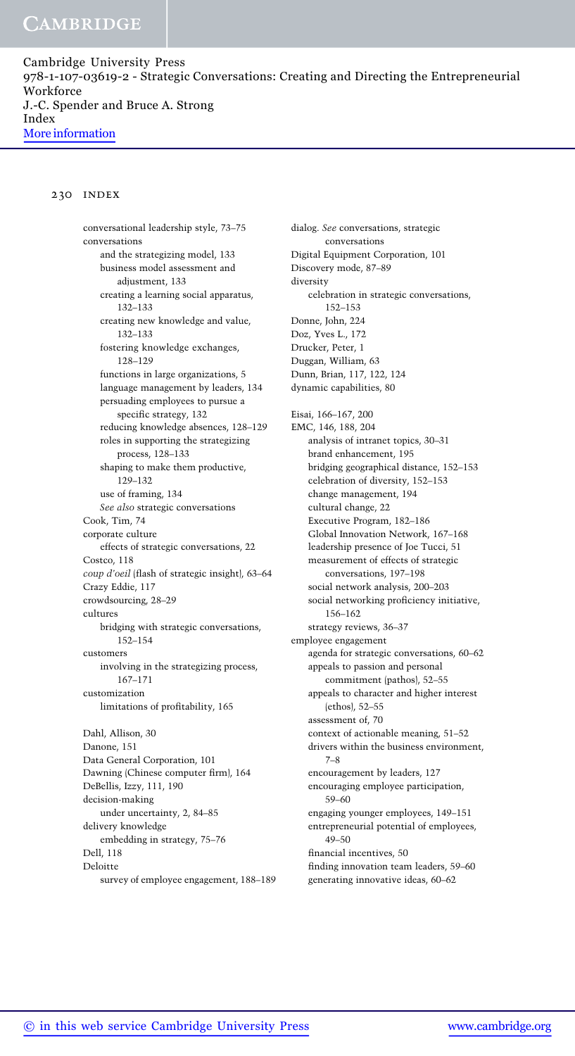conversational leadership style, 73–75
conversations
  and the strategizing model, 133
  business model assessment and adjustment, 133
  creating a learning social apparatus, 132–133
  creating new knowledge and value, 132–133
  fostering knowledge exchanges, 128–129
  functions in large organizations, 5
  language management by leaders, 134
  persuading employees to pursue a specific strategy, 132
  reducing knowledge absences, 128–129
  roles in supporting the strategizing process, 128–133
  shaping to make them productive, 129–132
  use of framing, 134
  *See also* strategic conversations
Cook, Tim, 74
corporate culture
  effects of strategic conversations, 22
Costco, 118
*coup d'oeil* (flash of strategic insight), 63–64
Crazy Eddie, 117
crowdsourcing, 28–29
cultures
  bridging with strategic conversations, 152–154
customers
  involving in the strategizing process, 167–171
customization
  limitations of profitability, 165

Dahl, Allison, 30
Danone, 151
Data General Corporation, 101
Dawning (Chinese computer firm), 164
DeBellis, Izzy, 111, 190
decision-making
  under uncertainty, 2, 84–85
delivery knowledge
  embedding in strategy, 75–76
Dell, 118
Deloitte
  survey of employee engagement, 188–189
dialog. *See* conversations, strategic conversations
Digital Equipment Corporation, 101
Discovery mode, 87–89
diversity
  celebration in strategic conversations, 152–153
Donne, John, 224
Doz, Yves L., 172
Drucker, Peter, 1
Duggan, William, 63
Dunn, Brian, 117, 122, 124
dynamic capabilities, 80

Eisai, 166–167, 200
EMC, 146, 188, 204
  analysis of intranet topics, 30–31
  brand enhancement, 195
  bridging geographical distance, 152–153
  celebration of diversity, 152–153
  change management, 194
  cultural change, 22
  Executive Program, 182–186
  Global Innovation Network, 167–168
  leadership presence of Joe Tucci, 51
  measurement of effects of strategic conversations, 197–198
  social network analysis, 200–203
  social networking proficiency initiative, 156–162
  strategy reviews, 36–37
employee engagement
  agenda for strategic conversations, 60–62
  appeals to passion and personal commitment (pathos), 52–55
  appeals to character and higher interest (ethos), 52–55
  assessment of, 70
  context of actionable meaning, 51–52
  drivers within the business environment, 7–8
  encouragement by leaders, 127
  encouraging employee participation, 59–60
  engaging younger employees, 149–151
  entrepreneurial potential of employees, 49–50
  financial incentives, 50
  finding innovation team leaders, 59–60
  generating innovative ideas, 60–62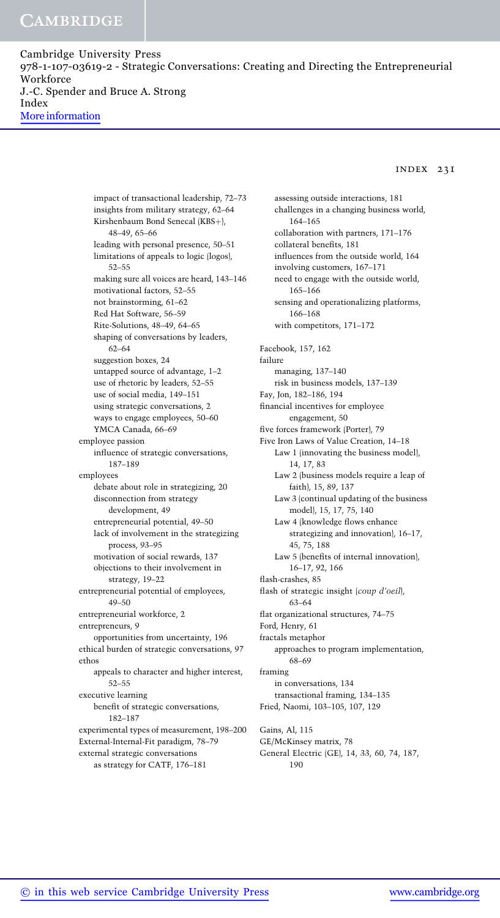impact of transactional leadership, 72–73
insights from military strategy, 62–64
Kirshenbaum Bond Senecal (KBS+), 48–49, 65–66
leading with personal presence, 50–51
limitations of appeals to logic (logos), 52–55
making sure all voices are heard, 143–146
motivational factors, 52–55
not brainstorming, 61–62
Red Hat Software, 56–59
Rite-Solutions, 48–49, 64–65
shaping of conversations by leaders, 62–64
suggestion boxes, 24
untapped source of advantage, 1–2
use of rhetoric by leaders, 52–55
use of social media, 149–151
using strategic conversations, 2
ways to engage employees, 50–60
YMCA Canada, 66–69

employee passion
  influence of strategic conversations, 187–189

employees
  debate about role in strategizing, 20
  disconnection from strategy development, 49
  entrepreneurial potential, 49–50
  lack of involvement in the strategizing process, 93–95
  motivation of social rewards, 137
  objections to their involvement in strategy, 19–22

entrepreneurial potential of employees, 49–50

entrepreneurial workforce, 2

entrepreneurs, 9
  opportunities from uncertainty, 196

ethical burden of strategic conversations, 97

ethos
  appeals to character and higher interest, 52–55

executive learning
  benefit of strategic conversations, 182–187

experimental types of measurement, 198–200

External-Internal-Fit paradigm, 78–79

external strategic conversations
  as strategy for CATF, 176–181
  assessing outside interactions, 181
  challenges in a changing business world, 164–165
  collaboration with partners, 171–176
  collateral benefits, 181
  influences from the outside world, 164
  involving customers, 167–171
  need to engage with the outside world, 165–166
  sensing and operationalizing platforms, 166–168
  with competitors, 171–172

Facebook, 157, 162

failure
  managing, 137–140
  risk in business models, 137–139

Fay, Jon, 182–186, 194

financial incentives for employee engagement, 50

five forces framework (Porter), 79

Five Iron Laws of Value Creation, 14–18
  Law 1 (innovating the business model), 14, 17, 83
  Law 2 (business models require a leap of faith), 15, 89, 137
  Law 3 (continual updating of the business model), 15, 17, 75, 140
  Law 4 (knowledge flows enhance strategizing and innovation), 16–17, 45, 75, 188
  Law 5 (benefits of internal innovation), 16–17, 92, 166

flash-crashes, 85

flash of strategic insight (*coup d'oeil*), 63–64

flat organizational structures, 74–75

Ford, Henry, 61

fractals metaphor
  approaches to program implementation, 68–69

framing
  in conversations, 134
  transactional framing, 134–135

Fried, Naomi, 103–105, 107, 129

Gains, Al, 115

GE/McKinsey matrix, 78

General Electric (GE), 14, 33, 60, 74, 187, 190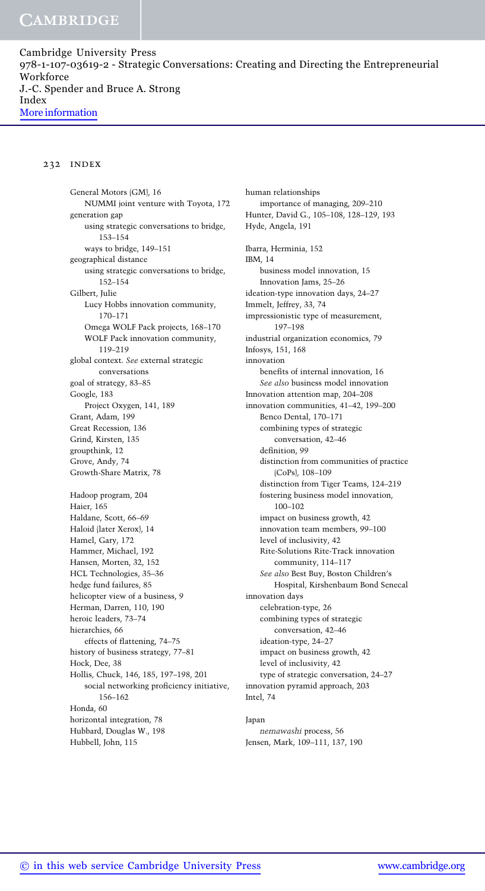General Motors (GM), 16
  NUMMI joint venture with Toyota, 172
generation gap
  using strategic conversations to bridge, 153–154
  ways to bridge, 149–151
geographical distance
  using strategic conversations to bridge, 152–154
Gilbert, Julie
  Lucy Hobbs innovation community, 170–171
  Omega WOLF Pack projects, 168–170
  WOLF Pack innovation community, 119–219
global context. *See* external strategic conversations
goal of strategy, 83–85
Google, 183
  Project Oxygen, 141, 189
Grant, Adam, 199
Great Recession, 136
Grind, Kirsten, 135
groupthink, 12
Grove, Andy, 74
Growth-Share Matrix, 78

Hadoop program, 204
Haier, 165
Haldane, Scott, 66–69
Haloid (later Xerox), 14
Hamel, Gary, 172
Hammer, Michael, 192
Hansen, Morten, 32, 152
HCL Technologies, 35–36
hedge fund failures, 85
helicopter view of a business, 9
Herman, Darren, 110, 190
heroic leaders, 73–74
hierarchies, 66
  effects of flattening, 74–75
history of business strategy, 77–81
Hock, Dee, 38
Hollis, Chuck, 146, 185, 197–198, 201
  social networking proficiency initiative, 156–162
Honda, 60
horizontal integration, 78
Hubbard, Douglas W., 198
Hubbell, John, 115
human relationships
  importance of managing, 209–210
Hunter, David G., 105–108, 128–129, 193
Hyde, Angela, 191

Ibarra, Herminia, 152
IBM, 14
  business model innovation, 15
  Innovation Jams, 25–26
ideation-type innovation days, 24–27
Immelt, Jeffrey, 33, 74
impressionistic type of measurement, 197–198
industrial organization economics, 79
Infosys, 151, 168
innovation
  benefits of internal innovation, 16
  *See also* business model innovation
Innovation attention map, 204–208
innovation communities, 41–42, 199–200
  Benco Dental, 170–171
  combining types of strategic conversation, 42–46
  definition, 99
  distinction from communities of practice (CoPs), 108–109
  distinction from Tiger Teams, 124–219
  fostering business model innovation, 100–102
  impact on business growth, 42
  innovation team members, 99–100
  level of inclusivity, 42
  Rite-Solutions Rite-Track innovation community, 114–117
  *See also* Best Buy, Boston Children's Hospital, Kirshenbaum Bond Senecal
innovation days
  celebration-type, 26
  combining types of strategic conversation, 42–46
  ideation-type, 24–27
  impact on business growth, 42
  level of inclusivity, 42
  type of strategic conversation, 24–27
innovation pyramid approach, 203
Intel, 74

Japan
  *nemawashi* process, 56
Jensen, Mark, 109–111, 137, 190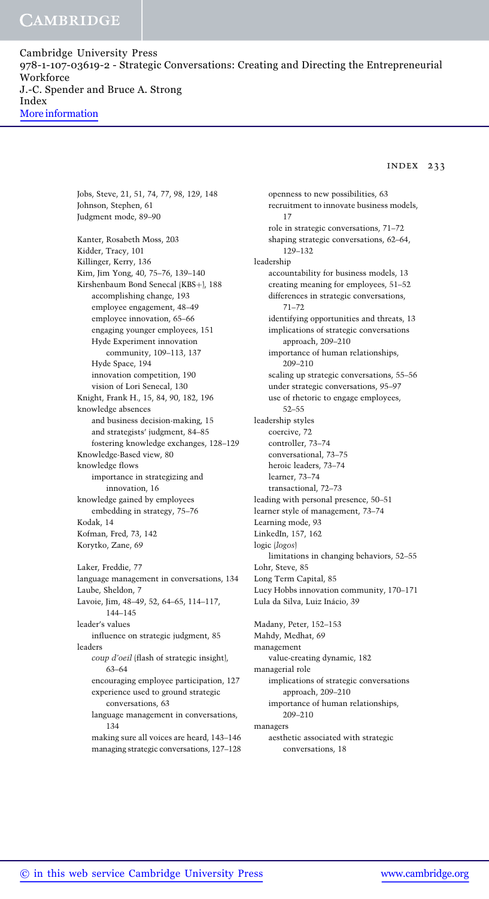Jobs, Steve, 21, 51, 74, 77, 98, 129, 148
Johnson, Stephen, 61
Judgment mode, 89–90

Kanter, Rosabeth Moss, 203
Kidder, Tracy, 101
Killinger, Kerry, 136
Kim, Jim Yong, 40, 75–76, 139–140
Kirshenbaum Bond Senecal (KBS+), 188
- accomplishing change, 193
- employee engagement, 48–49
- employee innovation, 65–66
- engaging younger employees, 151
- Hyde Experiment innovation community, 109–113, 137
- Hyde Space, 194
- innovation competition, 190
- vision of Lori Senecal, 130

Knight, Frank H., 15, 84, 90, 182, 196
knowledge absences
- and business decision-making, 15
- and strategists' judgment, 84–85
- fostering knowledge exchanges, 128–129

Knowledge-Based view, 80
knowledge flows
- importance in strategizing and innovation, 16

knowledge gained by employees
- embedding in strategy, 75–76

Kodak, 14
Kofman, Fred, 73, 142
Korytko, Zane, 69

Laker, Freddie, 77
language management in conversations, 134
Laube, Sheldon, 7
Lavoie, Jim, 48–49, 52, 64–65, 114–117, 144–145
leader's values
- influence on strategic judgment, 85

leaders
- *coup d'oeil* (flash of strategic insight), 63–64
- encouraging employee participation, 127
- experience used to ground strategic conversations, 63
- language management in conversations, 134
- making sure all voices are heard, 143–146
- managing strategic conversations, 127–128
- openness to new possibilities, 63
- recruitment to innovate business models, 17
- role in strategic conversations, 71–72
- shaping strategic conversations, 62–64, 129–132

leadership
- accountability for business models, 13
- creating meaning for employees, 51–52
- differences in strategic conversations, 71–72
- identifying opportunities and threats, 13
- implications of strategic conversations approach, 209–210
- importance of human relationships, 209–210
- scaling up strategic conversations, 55–56
- under strategic conversations, 95–97
- use of rhetoric to engage employees, 52–55

leadership styles
- coercive, 72
- controller, 73–74
- conversational, 73–75
- heroic leaders, 73–74
- learner, 73–74
- transactional, 72–73

leading with personal presence, 50–51
learner style of management, 73–74
Learning mode, 93
LinkedIn, 157, 162
logic (*logos*)
- limitations in changing behaviors, 52–55

Lohr, Steve, 85
Long Term Capital, 85
Lucy Hobbs innovation community, 170–171
Lula da Silva, Luiz Inácio, 39

Madany, Peter, 152–153
Mahdy, Medhat, 69
management
- value-creating dynamic, 182

managerial role
- implications of strategic conversations approach, 209–210
- importance of human relationships, 209–210

managers
- aesthetic associated with strategic conversations, 18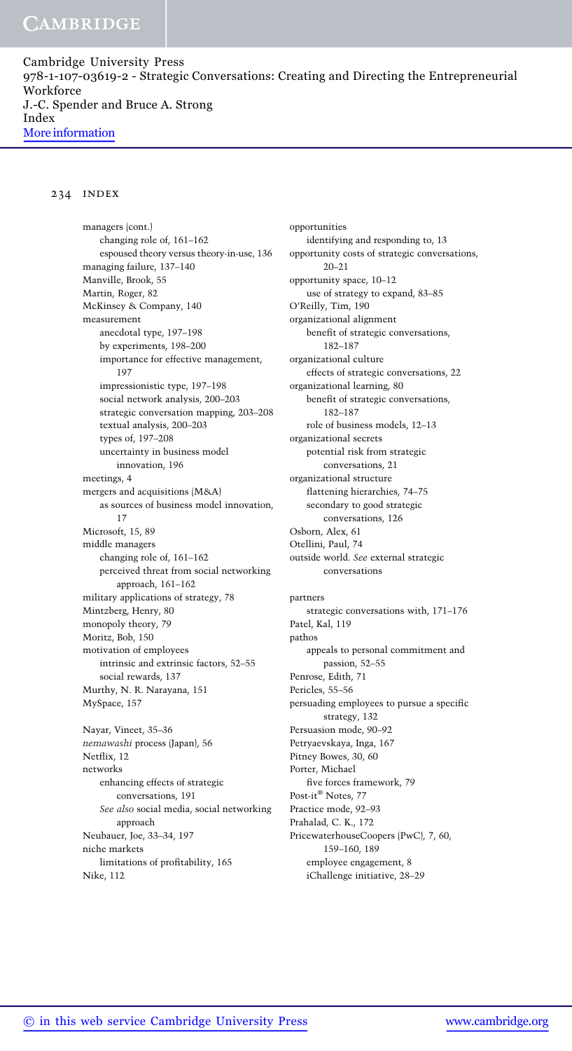managers (cont.)
  changing role of, 161–162
  espoused theory versus theory-in-use, 136
managing failure, 137–140
Manville, Brook, 55
Martin, Roger, 82
McKinsey & Company, 140
measurement
  anecdotal type, 197–198
  by experiments, 198–200
  importance for effective management, 197
  impressionistic type, 197–198
  social network analysis, 200–203
  strategic conversation mapping, 203–208
  textual analysis, 200–203
  types of, 197–208
  uncertainty in business model innovation, 196
meetings, 4
mergers and acquisitions (M&A)
  as sources of business model innovation, 17
Microsoft, 15, 89
middle managers
  changing role of, 161–162
  perceived threat from social networking approach, 161–162
military applications of strategy, 78
Mintzberg, Henry, 80
monopoly theory, 79
Moritz, Bob, 150
motivation of employees
  intrinsic and extrinsic factors, 52–55
  social rewards, 137
Murthy, N. R. Narayana, 151
MySpace, 157

Nayar, Vineet, 35–36
*nemawashi* process (Japan), 56
Netflix, 12
networks
  enhancing effects of strategic conversations, 191
  *See also* social media, social networking approach
Neubauer, Joe, 33–34, 197
niche markets
  limitations of profitability, 165
Nike, 112

opportunities
  identifying and responding to, 13
opportunity costs of strategic conversations, 20–21
opportunity space, 10–12
  use of strategy to expand, 83–85
O'Reilly, Tim, 190
organizational alignment
  benefit of strategic conversations, 182–187
organizational culture
  effects of strategic conversations, 22
organizational learning, 80
  benefit of strategic conversations, 182–187
  role of business models, 12–13
organizational secrets
  potential risk from strategic conversations, 21
organizational structure
  flattening hierarchies, 74–75
  secondary to good strategic conversations, 126
Osborn, Alex, 61
Otellini, Paul, 74
outside world. *See* external strategic conversations

partners
  strategic conversations with, 171–176
Patel, Kal, 119
pathos
  appeals to personal commitment and passion, 52–55
Penrose, Edith, 71
Pericles, 55–56
persuading employees to pursue a specific strategy, 132
Persuasion mode, 90–92
Petryaevskaya, Inga, 167
Pitney Bowes, 30, 60
Porter, Michael
  five forces framework, 79
Post-it® Notes, 77
Practice mode, 92–93
Prahalad, C. K., 172
PricewaterhouseCoopers (PwC), 7, 60, 159–160, 189
  employee engagement, 8
  iChallenge initiative, 28–29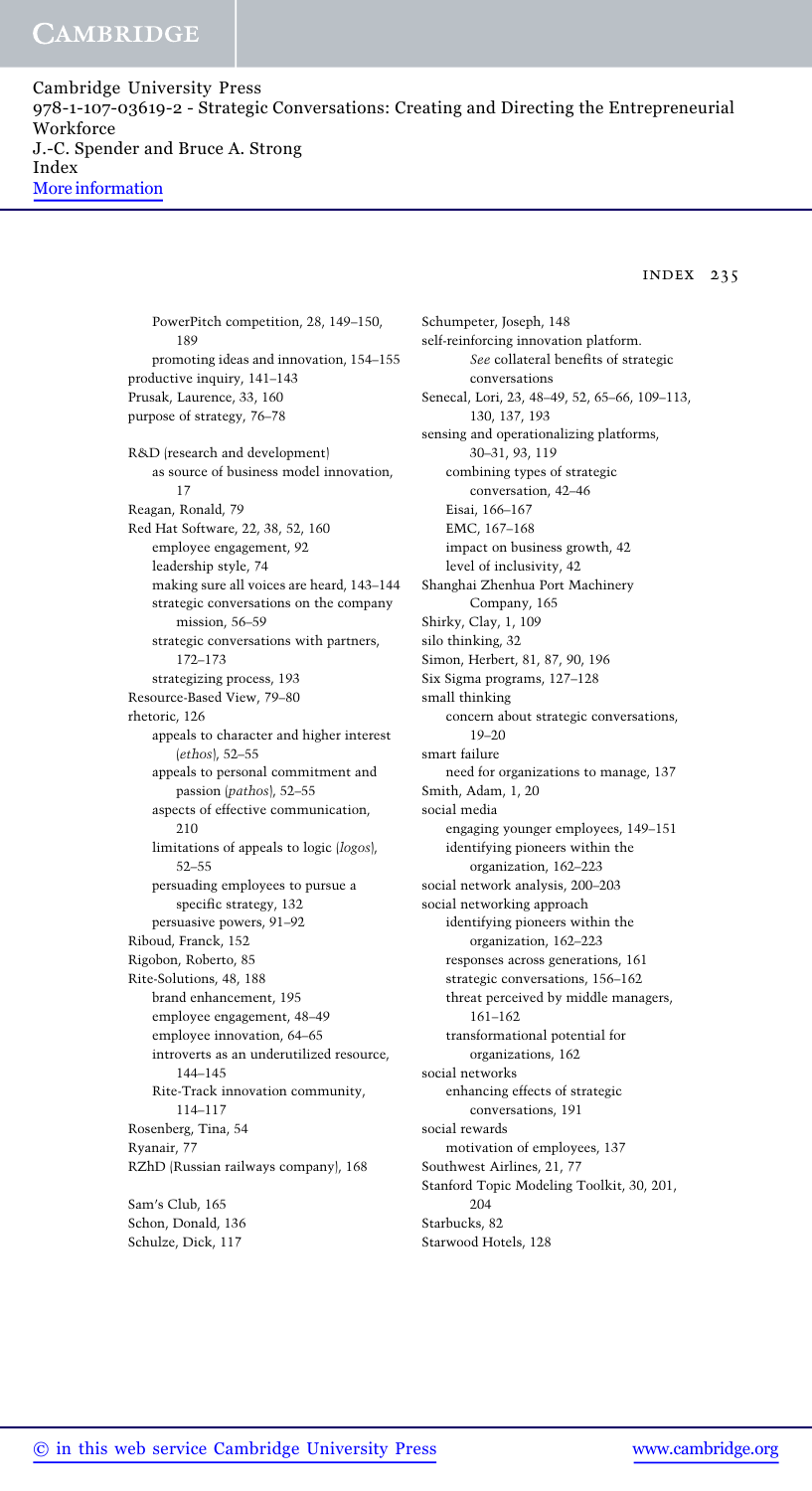PowerPitch competition, 28, 149–150, 189
    promoting ideas and innovation, 154–155
productive inquiry, 141–143
Prusak, Laurence, 33, 160
purpose of strategy, 76–78

R&D (research and development)
    as source of business model innovation, 17
Reagan, Ronald, 79
Red Hat Software, 22, 38, 52, 160
    employee engagement, 92
    leadership style, 74
    making sure all voices are heard, 143–144
    strategic conversations on the company mission, 56–59
    strategic conversations with partners, 172–173
    strategizing process, 193
Resource-Based View, 79–80
rhetoric, 126
    appeals to character and higher interest (*ethos*), 52–55
    appeals to personal commitment and passion (*pathos*), 52–55
    aspects of effective communication, 210
    limitations of appeals to logic (*logos*), 52–55
    persuading employees to pursue a specific strategy, 132
    persuasive powers, 91–92
Riboud, Franck, 152
Rigobon, Roberto, 85
Rite-Solutions, 48, 188
    brand enhancement, 195
    employee engagement, 48–49
    employee innovation, 64–65
    introverts as an underutilized resource, 144–145
    Rite-Track innovation community, 114–117
Rosenberg, Tina, 54
Ryanair, 77
RZhD (Russian railways company), 168

Sam's Club, 165
Schon, Donald, 136
Schulze, Dick, 117
Schumpeter, Joseph, 148
self-reinforcing innovation platform. *See* collateral benefits of strategic conversations
Senecal, Lori, 23, 48–49, 52, 65–66, 109–113, 130, 137, 193
sensing and operationalizing platforms, 30–31, 93, 119
    combining types of strategic conversation, 42–46
    Eisai, 166–167
    EMC, 167–168
    impact on business growth, 42
    level of inclusivity, 42
Shanghai Zhenhua Port Machinery Company, 165
Shirky, Clay, 1, 109
silo thinking, 32
Simon, Herbert, 81, 87, 90, 196
Six Sigma programs, 127–128
small thinking
    concern about strategic conversations, 19–20
smart failure
    need for organizations to manage, 137
Smith, Adam, 1, 20
social media
    engaging younger employees, 149–151
    identifying pioneers within the organization, 162–223
social network analysis, 200–203
social networking approach
    identifying pioneers within the organization, 162–223
    responses across generations, 161
    strategic conversations, 156–162
    threat perceived by middle managers, 161–162
    transformational potential for organizations, 162
social networks
    enhancing effects of strategic conversations, 191
social rewards
    motivation of employees, 137
Southwest Airlines, 21, 77
Stanford Topic Modeling Toolkit, 30, 201, 204
Starbucks, 82
Starwood Hotels, 128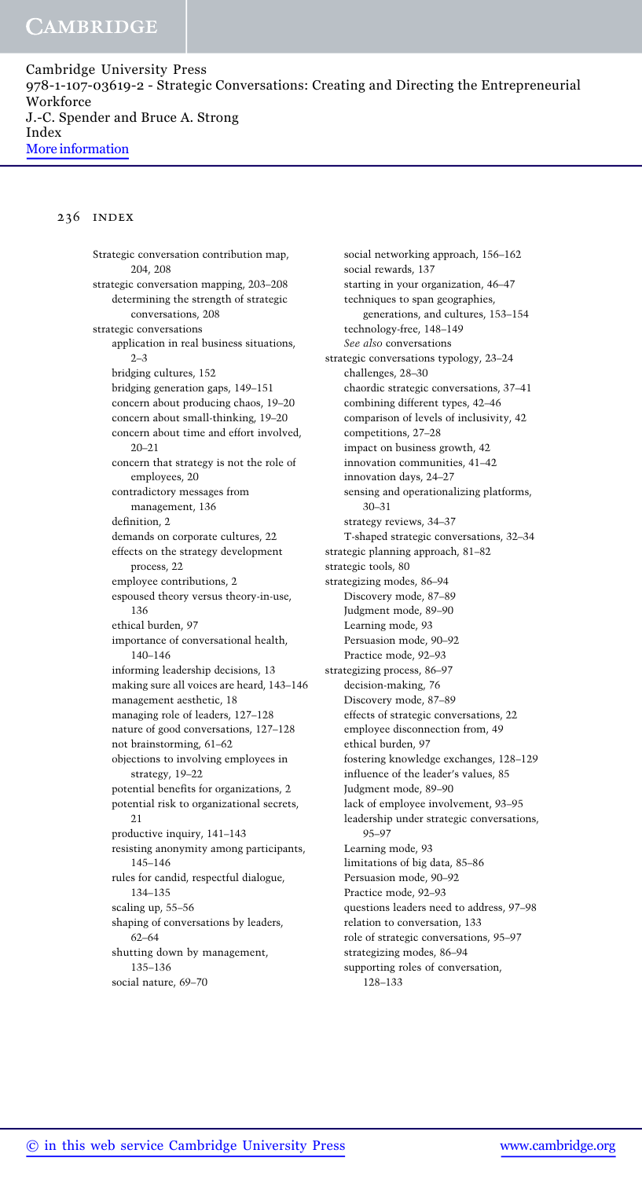Strategic conversation contribution map, 204, 208
strategic conversation mapping, 203–208
    determining the strength of strategic conversations, 208
strategic conversations
    application in real business situations, 2–3
    bridging cultures, 152
    bridging generation gaps, 149–151
    concern about producing chaos, 19–20
    concern about small-thinking, 19–20
    concern about time and effort involved, 20–21
    concern that strategy is not the role of employees, 20
    contradictory messages from management, 136
    definition, 2
    demands on corporate cultures, 22
    effects on the strategy development process, 22
    employee contributions, 2
    espoused theory versus theory-in-use, 136
    ethical burden, 97
    importance of conversational health, 140–146
    informing leadership decisions, 13
    making sure all voices are heard, 143–146
    management aesthetic, 18
    managing role of leaders, 127–128
    nature of good conversations, 127–128
    not brainstorming, 61–62
    objections to involving employees in strategy, 19–22
    potential benefits for organizations, 2
    potential risk to organizational secrets, 21
    productive inquiry, 141–143
    resisting anonymity among participants, 145–146
    rules for candid, respectful dialogue, 134–135
    scaling up, 55–56
    shaping of conversations by leaders, 62–64
    shutting down by management, 135–136
    social nature, 69–70
    social networking approach, 156–162
    social rewards, 137
    starting in your organization, 46–47
    techniques to span geographies, generations, and cultures, 153–154
    technology-free, 148–149
    *See also* conversations
strategic conversations typology, 23–24
    challenges, 28–30
    chaordic strategic conversations, 37–41
    combining different types, 42–46
    comparison of levels of inclusivity, 42
    competitions, 27–28
    impact on business growth, 42
    innovation communities, 41–42
    innovation days, 24–27
    sensing and operationalizing platforms, 30–31
    strategy reviews, 34–37
    T-shaped strategic conversations, 32–34
strategic planning approach, 81–82
strategic tools, 80
strategizing modes, 86–94
    Discovery mode, 87–89
    Judgment mode, 89–90
    Learning mode, 93
    Persuasion mode, 90–92
    Practice mode, 92–93
strategizing process, 86–97
    decision-making, 76
    Discovery mode, 87–89
    effects of strategic conversations, 22
    employee disconnection from, 49
    ethical burden, 97
    fostering knowledge exchanges, 128–129
    influence of the leader's values, 85
    Judgment mode, 89–90
    lack of employee involvement, 93–95
    leadership under strategic conversations, 95–97
    Learning mode, 93
    limitations of big data, 85–86
    Persuasion mode, 90–92
    Practice mode, 92–93
    questions leaders need to address, 97–98
    relation to conversation, 133
    role of strategic conversations, 95–97
    strategizing modes, 86–94
    supporting roles of conversation, 128–133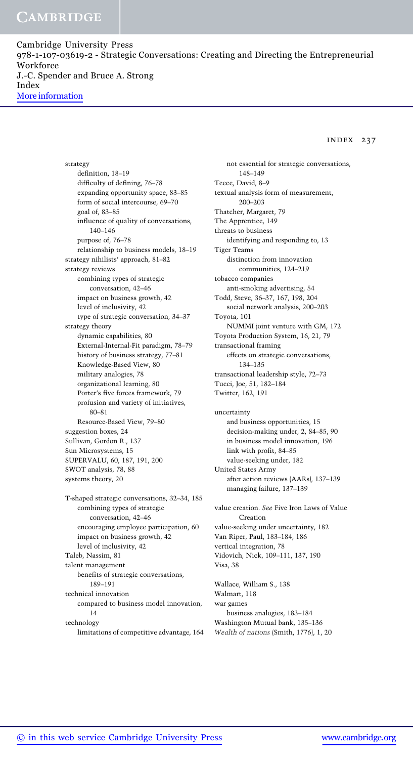strategy
- definition, 18–19
- difficulty of defining, 76–78
- expanding opportunity space, 83–85
- form of social intercourse, 69–70
- goal of, 83–85
- influence of quality of conversations, 140–146
- purpose of, 76–78
- relationship to business models, 18–19

strategy nihilists' approach, 81–82

strategy reviews
- combining types of strategic conversation, 42–46
- impact on business growth, 42
- level of inclusivity, 42
- type of strategic conversation, 34–37

strategy theory
- dynamic capabilities, 80
- External-Internal-Fit paradigm, 78–79
- history of business strategy, 77–81
- Knowledge-Based View, 80
- military analogies, 78
- organizational learning, 80
- Porter's five forces framework, 79
- profusion and variety of initiatives, 80–81
- Resource-Based View, 79–80

suggestion boxes, 24

Sullivan, Gordon R., 137

Sun Microsystems, 15

SUPERVALU, 60, 187, 191, 200

SWOT analysis, 78, 88

systems theory, 20

T-shaped strategic conversations, 32–34, 185
- combining types of strategic conversation, 42–46
- encouraging employee participation, 60
- impact on business growth, 42
- level of inclusivity, 42

Taleb, Nassim, 81

talent management
- benefits of strategic conversations, 189–191

technical innovation
- compared to business model innovation, 14

technology
- limitations of competitive advantage, 164
- not essential for strategic conversations, 148–149

Teece, David, 8–9

textual analysis form of measurement, 200–203

Thatcher, Margaret, 79

The Apprentice, 149

threats to business
- identifying and responding to, 13

Tiger Teams
- distinction from innovation communities, 124–219

tobacco companies
- anti-smoking advertising, 54

Todd, Steve, 36–37, 167, 198, 204
- social network analysis, 200–203

Toyota, 101
- NUMMI joint venture with GM, 172

Toyota Production System, 16, 21, 79

transactional framing
- effects on strategic conversations, 134–135

transactional leadership style, 72–73

Tucci, Joe, 51, 182–184

Twitter, 162, 191

uncertainty
- and business opportunities, 15
- decision-making under, 2, 84–85, 90
- in business model innovation, 196
- link with profit, 84–85
- value-seeking under, 182

United States Army
- after action reviews (AARs), 137–139
- managing failure, 137–139

value creation. *See* Five Iron Laws of Value Creation

value-seeking under uncertainty, 182

Van Riper, Paul, 183–184, 186

vertical integration, 78

Vidovich, Nick, 109–111, 137, 190

Visa, 38

Wallace, William S., 138

Walmart, 118

war games
- business analogies, 183–184

Washington Mutual bank, 135–136

*Wealth of nations* (Smith, 1776), 1, 20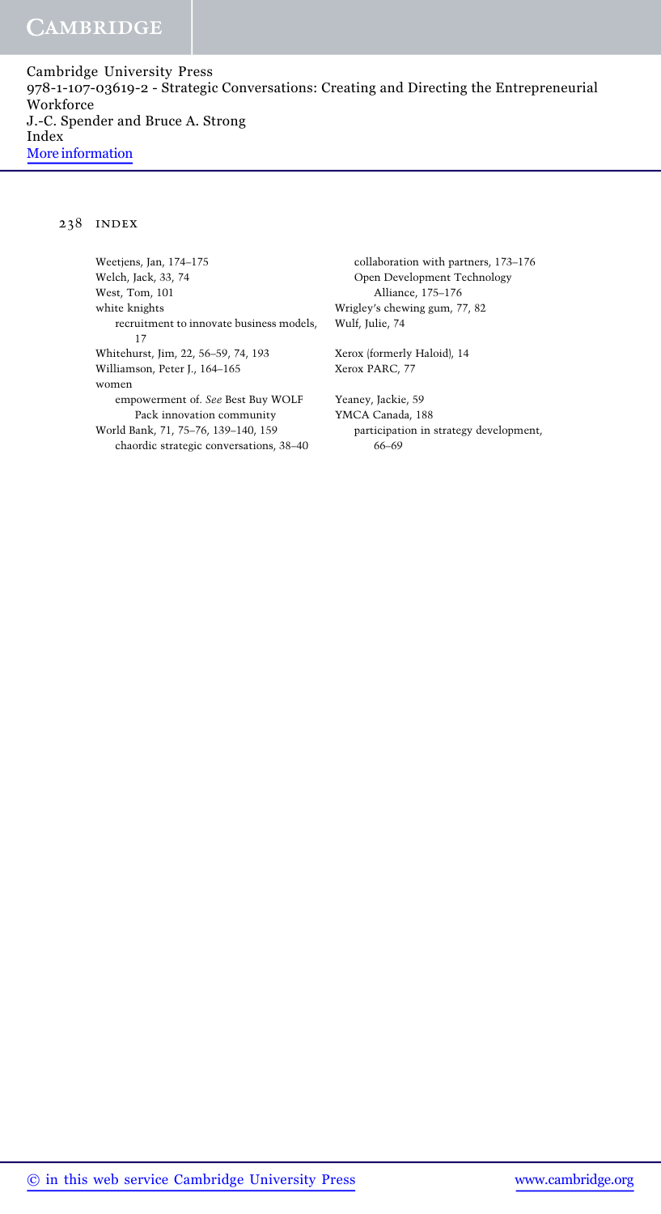Weetjens, Jan, 174–175
Welch, Jack, 33, 74
West, Tom, 101
white knights
  recruitment to innovate business models, 17
Whitehurst, Jim, 22, 56–59, 74, 193
Williamson, Peter J., 164–165
women
  empowerment of. *See* Best Buy WOLF Pack innovation community
World Bank, 71, 75–76, 139–140, 159
  chaordic strategic conversations, 38–40
  collaboration with partners, 173–176
  Open Development Technology Alliance, 175–176
Wrigley's chewing gum, 77, 82
Wulf, Julie, 74

Xerox (formerly Haloid), 14
Xerox PARC, 77

Yeaney, Jackie, 59
YMCA Canada, 188
  participation in strategy development, 66–69